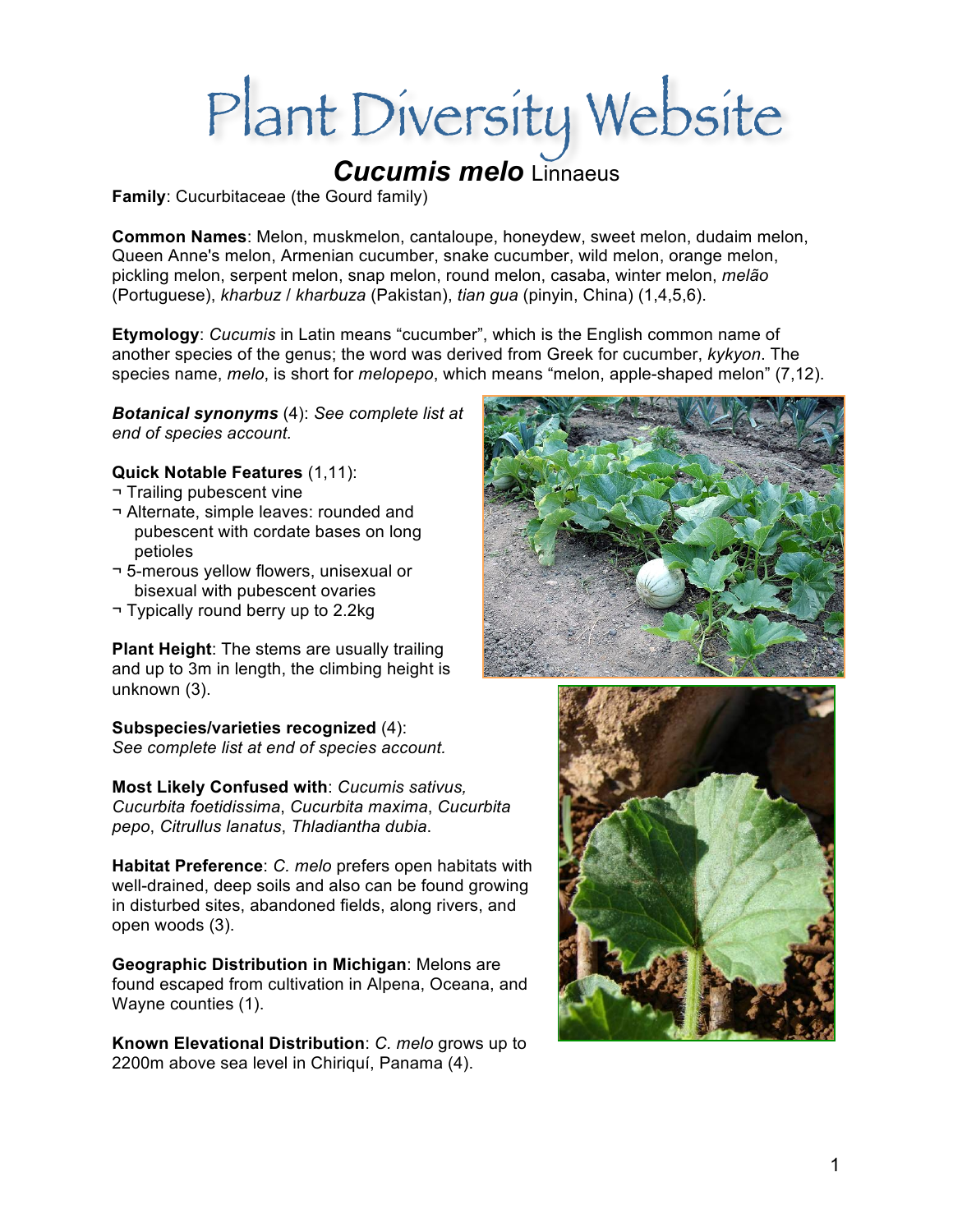# Plant Diversity Website

## *Cucumis melo* Linnaeus

**Family**: Cucurbitaceae (the Gourd family)

**Common Names**: Melon, muskmelon, cantaloupe, honeydew, sweet melon, dudaim melon, Queen Anne's melon, Armenian cucumber, snake cucumber, wild melon, orange melon, pickling melon, serpent melon, snap melon, round melon, casaba, winter melon, *melão* (Portuguese), *kharbuz* / *kharbuza* (Pakistan), *tian gua* (pinyin, China) (1,4,5,6).

**Etymology**: *Cucumis* in Latin means "cucumber", which is the English common name of another species of the genus; the word was derived from Greek for cucumber, *kykyon*. The species name, *melo*, is short for *melopepo*, which means "melon, apple-shaped melon" (7,12).

***Botanical synonyms*** (4): *See complete list at end of species account.*

**Quick Notable Features** (1,11):
- ¬ Trailing pubescent vine
- ¬ Alternate, simple leaves: rounded and pubescent with cordate bases on long petioles
- ¬ 5-merous yellow flowers, unisexual or bisexual with pubescent ovaries
- ¬ Typically round berry up to 2.2kg

**Plant Height**: The stems are usually trailing and up to 3m in length, the climbing height is unknown (3).

**Subspecies/varieties recognized** (4): *See complete list at end of species account.*

**Most Likely Confused with**: *Cucumis sativus, Cucurbita foetidissima*, *Cucurbita maxima*, *Cucurbita pepo*, *Citrullus lanatus*, *Thladiantha dubia*.

**Habitat Preference**: *C. melo* prefers open habitats with well-drained, deep soils and also can be found growing in disturbed sites, abandoned fields, along rivers, and open woods (3).

**Geographic Distribution in Michigan**: Melons are found escaped from cultivation in Alpena, Oceana, and Wayne counties (1).

**Known Elevational Distribution**: *C. melo* grows up to 2200m above sea level in Chiriquí, Panama (4).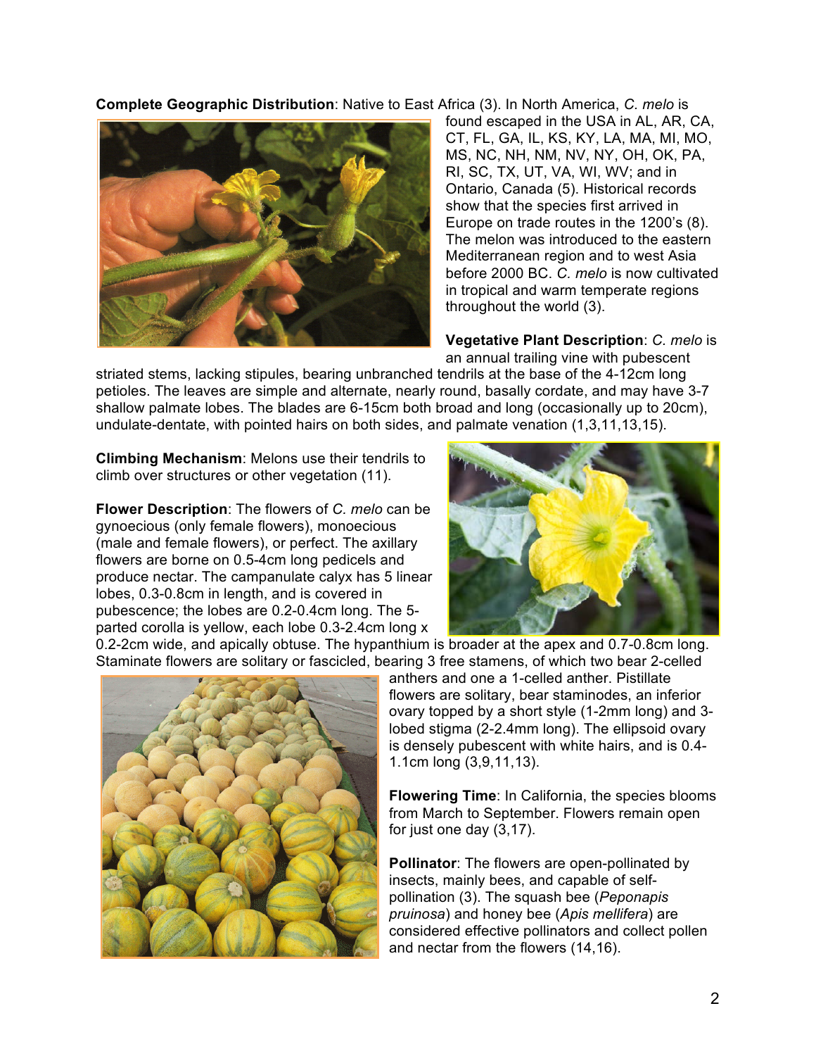**Complete Geographic Distribution**: Native to East Africa (3). In North America, *C. melo* is found escaped in the USA in AL, AR, CA, CT, FL, GA, IL, KS, KY, LA, MA, MI, MO, MS, NC, NH, NM, NV, NY, OH, OK, PA, RI, SC, TX, UT, VA, WI, WV; and in Ontario, Canada (5). Historical records show that the species first arrived in Europe on trade routes in the 1200's (8). The melon was introduced to the eastern Mediterranean region and to west Asia before 2000 BC. *C. melo* is now cultivated in tropical and warm temperate regions throughout the world (3).

**Vegetative Plant Description**: *C. melo* is an annual trailing vine with pubescent striated stems, lacking stipules, bearing unbranched tendrils at the base of the 4-12cm long petioles. The leaves are simple and alternate, nearly round, basally cordate, and may have 3-7 shallow palmate lobes. The blades are 6-15cm both broad and long (occasionally up to 20cm), undulate-dentate, with pointed hairs on both sides, and palmate venation (1,3,11,13,15).

**Climbing Mechanism**: Melons use their tendrils to climb over structures or other vegetation (11).

**Flower Description**: The flowers of *C. melo* can be gynoecious (only female flowers), monoecious (male and female flowers), or perfect. The axillary flowers are borne on 0.5-4cm long pedicels and produce nectar. The campanulate calyx has 5 linear lobes, 0.3-0.8cm in length, and is covered in pubescence; the lobes are 0.2-0.4cm long. The 5-parted corolla is yellow, each lobe 0.3-2.4cm long x 0.2-2cm wide, and apically obtuse. The hypanthium is broader at the apex and 0.7-0.8cm long. Staminate flowers are solitary or fascicled, bearing 3 free stamens, of which two bear 2-celled anthers and one a 1-celled anther. Pistillate flowers are solitary, bear staminodes, an inferior ovary topped by a short style (1-2mm long) and 3-lobed stigma (2-2.4mm long). The ellipsoid ovary is densely pubescent with white hairs, and is 0.4-1.1cm long (3,9,11,13).

**Flowering Time**: In California, the species blooms from March to September. Flowers remain open for just one day (3,17).

**Pollinator**: The flowers are open-pollinated by insects, mainly bees, and capable of self-pollination (3). The squash bee (*Peponapis pruinosa*) and honey bee (*Apis mellifera*) are considered effective pollinators and collect pollen and nectar from the flowers (14,16).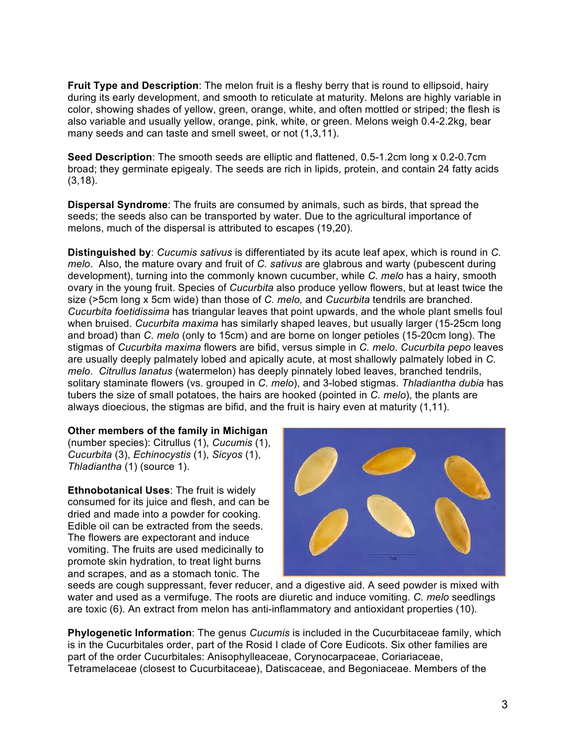**Fruit Type and Description**: The melon fruit is a fleshy berry that is round to ellipsoid, hairy during its early development, and smooth to reticulate at maturity. Melons are highly variable in color, showing shades of yellow, green, orange, white, and often mottled or striped; the flesh is also variable and usually yellow, orange, pink, white, or green. Melons weigh 0.4-2.2kg, bear many seeds and can taste and smell sweet, or not (1,3,11).

**Seed Description**: The smooth seeds are elliptic and flattened, 0.5-1.2cm long x 0.2-0.7cm broad; they germinate epigealy. The seeds are rich in lipids, protein, and contain 24 fatty acids (3,18).

**Dispersal Syndrome**: The fruits are consumed by animals, such as birds, that spread the seeds; the seeds also can be transported by water. Due to the agricultural importance of melons, much of the dispersal is attributed to escapes (19,20).

**Distinguished by**: *Cucumis sativus* is differentiated by its acute leaf apex, which is round in *C. melo*. Also, the mature ovary and fruit of *C. sativus* are glabrous and warty (pubescent during development), turning into the commonly known cucumber, while *C. melo* has a hairy, smooth ovary in the young fruit. Species of *Cucurbita* also produce yellow flowers, but at least twice the size (>5cm long x 5cm wide) than those of *C. melo,* and *Cucurbita* tendrils are branched. *Cucurbita foetidissima* has triangular leaves that point upwards, and the whole plant smells foul when bruised. *Cucurbita maxima* has similarly shaped leaves, but usually larger (15-25cm long and broad) than *C. melo* (only to 15cm) and are borne on longer petioles (15-20cm long). The stigmas of *Cucurbita maxima* flowers are bifid, versus simple in *C. melo*. *Cucurbita pepo* leaves are usually deeply palmately lobed and apically acute, at most shallowly palmately lobed in *C. melo*. *Citrullus lanatus* (watermelon) has deeply pinnately lobed leaves, branched tendrils, solitary staminate flowers (vs. grouped in *C. melo*), and 3-lobed stigmas. *Thladiantha dubia* has tubers the size of small potatoes, the hairs are hooked (pointed in *C. melo*), the plants are always dioecious, the stigmas are bifid, and the fruit is hairy even at maturity (1,11).

**Other members of the family in Michigan** (number species): Citrullus (1), *Cucumis* (1), *Cucurbita* (3), *Echinocystis* (1), *Sicyos* (1), *Thladiantha* (1) (source 1).

**Ethnobotanical Uses**: The fruit is widely consumed for its juice and flesh, and can be dried and made into a powder for cooking. Edible oil can be extracted from the seeds. The flowers are expectorant and induce vomiting. The fruits are used medicinally to promote skin hydration, to treat light burns and scrapes, and as a stomach tonic. The seeds are cough suppressant, fever reducer, and a digestive aid. A seed powder is mixed with water and used as a vermifuge. The roots are diuretic and induce vomiting. *C. melo* seedlings are toxic (6). An extract from melon has anti-inflammatory and antioxidant properties (10).

**Phylogenetic Information**: The genus *Cucumis* is included in the Cucurbitaceae family, which is in the Cucurbitales order, part of the Rosid I clade of Core Eudicots. Six other families are part of the order Cucurbitales: Anisophylleaceae, Corynocarpaceae, Coriariaceae, Tetramelaceae (closest to Cucurbitaceae), Datiscaceae, and Begoniaceae. Members of the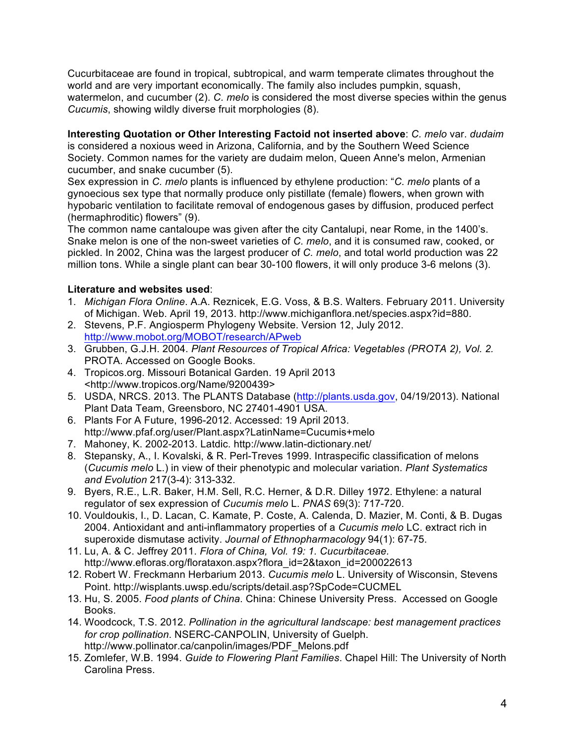Cucurbitaceae are found in tropical, subtropical, and warm temperate climates throughout the world and are very important economically. The family also includes pumpkin, squash, watermelon, and cucumber (2). *C. melo* is considered the most diverse species within the genus *Cucumis*, showing wildly diverse fruit morphologies (8).

**Interesting Quotation or Other Interesting Factoid not inserted above**: *C. melo* var. *dudaim* is considered a noxious weed in Arizona, California, and by the Southern Weed Science Society. Common names for the variety are dudaim melon, Queen Anne's melon, Armenian cucumber, and snake cucumber (5).

Sex expression in *C. melo* plants is influenced by ethylene production: "*C. melo* plants of a gynoecious sex type that normally produce only pistillate (female) flowers, when grown with hypobaric ventilation to facilitate removal of endogenous gases by diffusion, produced perfect (hermaphroditic) flowers" (9).

The common name cantaloupe was given after the city Cantalupi, near Rome, in the 1400's. Snake melon is one of the non-sweet varieties of *C. melo*, and it is consumed raw, cooked, or pickled. In 2002, China was the largest producer of *C. melo*, and total world production was 22 million tons. While a single plant can bear 30-100 flowers, it will only produce 3-6 melons (3).

**Literature and websites used**:

1. *Michigan Flora Online*. A.A. Reznicek, E.G. Voss, & B.S. Walters. February 2011. University of Michigan. Web. April 19, 2013. http://www.michiganflora.net/species.aspx?id=880.
2. Stevens, P.F. Angiosperm Phylogeny Website. Version 12, July 2012. http://www.mobot.org/MOBOT/research/APweb
3. Grubben, G.J.H. 2004. *Plant Resources of Tropical Africa: Vegetables (PROTA 2), Vol. 2.* PROTA. Accessed on Google Books.
4. Tropicos.org. Missouri Botanical Garden. 19 April 2013 <http://www.tropicos.org/Name/9200439>
5. USDA, NRCS. 2013. The PLANTS Database (http://plants.usda.gov, 04/19/2013). National Plant Data Team, Greensboro, NC 27401-4901 USA.
6. Plants For A Future, 1996-2012. Accessed: 19 April 2013. http://www.pfaf.org/user/Plant.aspx?LatinName=Cucumis+melo
7. Mahoney, K. 2002-2013. Latdic. http://www.latin-dictionary.net/
8. Stepansky, A., I. Kovalski, & R. Perl-Treves 1999. Intraspecific classification of melons (*Cucumis melo* L.) in view of their phenotypic and molecular variation. *Plant Systematics and Evolution* 217(3-4): 313-332.
9. Byers, R.E., L.R. Baker, H.M. Sell, R.C. Herner, & D.R. Dilley 1972. Ethylene: a natural regulator of sex expression of *Cucumis melo* L. *PNAS* 69(3): 717-720.
10. Vouldoukis, I., D. Lacan, C. Kamate, P. Coste, A. Calenda, D. Mazier, M. Conti, & B. Dugas 2004. Antioxidant and anti-inflammatory properties of a *Cucumis melo* LC. extract rich in superoxide dismutase activity. *Journal of Ethnopharmacology* 94(1): 67-75.
11. Lu, A. & C. Jeffrey 2011. *Flora of China, Vol. 19: 1. Cucurbitaceae.* http://www.efloras.org/florataxon.aspx?flora_id=2&taxon_id=200022613
12. Robert W. Freckmann Herbarium 2013. *Cucumis melo* L. University of Wisconsin, Stevens Point. http://wisplants.uwsp.edu/scripts/detail.asp?SpCode=CUCMEL
13. Hu, S. 2005. *Food plants of China*. China: Chinese University Press. Accessed on Google Books.
14. Woodcock, T.S. 2012. *Pollination in the agricultural landscape: best management practices for crop pollination*. NSERC-CANPOLIN, University of Guelph. http://www.pollinator.ca/canpolin/images/PDF_Melons.pdf
15. Zomlefer, W.B. 1994. *Guide to Flowering Plant Families*. Chapel Hill: The University of North Carolina Press.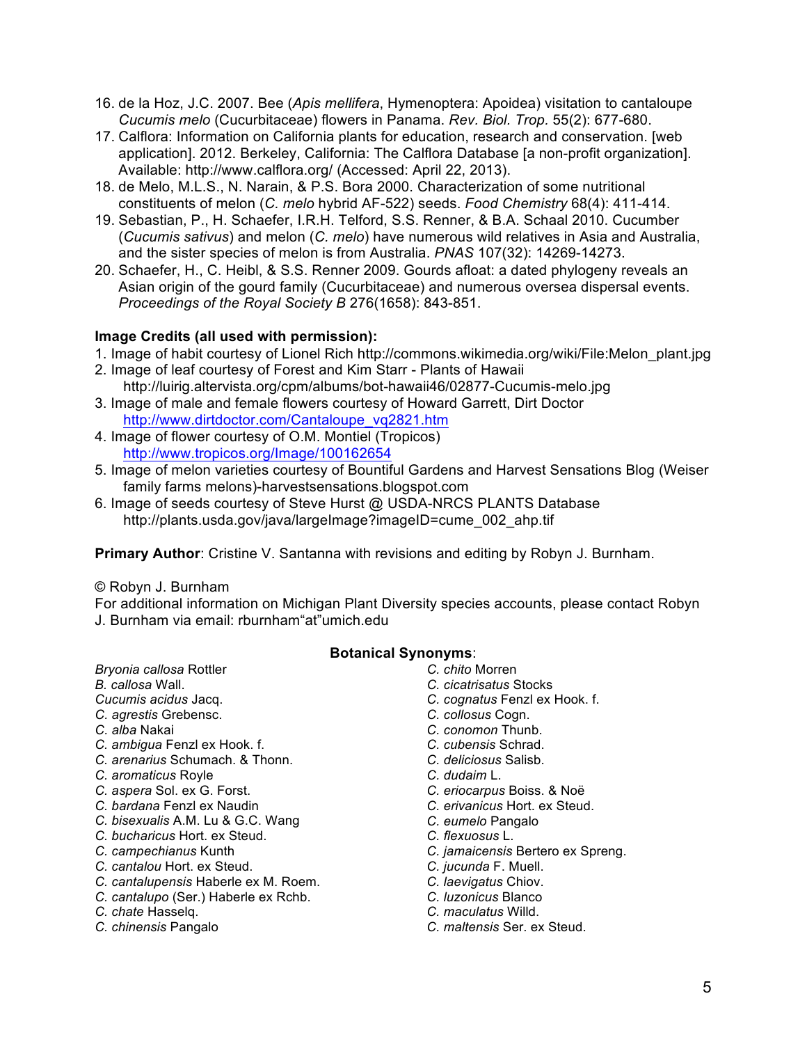16. de la Hoz, J.C. 2007. Bee (*Apis mellifera*, Hymenoptera: Apoidea) visitation to cantaloupe *Cucumis melo* (Cucurbitaceae) flowers in Panama. *Rev. Biol. Trop.* 55(2): 677-680.
17. Calflora: Information on California plants for education, research and conservation. [web application]. 2012. Berkeley, California: The Calflora Database [a non-profit organization]. Available: http://www.calflora.org/ (Accessed: April 22, 2013).
18. de Melo, M.L.S., N. Narain, & P.S. Bora 2000. Characterization of some nutritional constituents of melon (*C. melo* hybrid AF-522) seeds. *Food Chemistry* 68(4): 411-414.
19. Sebastian, P., H. Schaefer, I.R.H. Telford, S.S. Renner, & B.A. Schaal 2010. Cucumber (*Cucumis sativus*) and melon (*C. melo*) have numerous wild relatives in Asia and Australia, and the sister species of melon is from Australia. *PNAS* 107(32): 14269-14273.
20. Schaefer, H., C. Heibl, & S.S. Renner 2009. Gourds afloat: a dated phylogeny reveals an Asian origin of the gourd family (Cucurbitaceae) and numerous oversea dispersal events. *Proceedings of the Royal Society B* 276(1658): 843-851.

**Image Credits (all used with permission):**

1. Image of habit courtesy of Lionel Rich http://commons.wikimedia.org/wiki/File:Melon_plant.jpg
2. Image of leaf courtesy of Forest and Kim Starr - Plants of Hawaii http://luirig.altervista.org/cpm/albums/bot-hawaii46/02877-Cucumis-melo.jpg
3. Image of male and female flowers courtesy of Howard Garrett, Dirt Doctor http://www.dirtdoctor.com/Cantaloupe_vq2821.htm
4. Image of flower courtesy of O.M. Montiel (Tropicos) http://www.tropicos.org/Image/100162654
5. Image of melon varieties courtesy of Bountiful Gardens and Harvest Sensations Blog (Weiser family farms melons)-harvestsensations.blogspot.com
6. Image of seeds courtesy of Steve Hurst @ USDA-NRCS PLANTS Database http://plants.usda.gov/java/largeImage?imageID=cume_002_ahp.tif

**Primary Author**: Cristine V. Santanna with revisions and editing by Robyn J. Burnham.

© Robyn J. Burnham
For additional information on Michigan Plant Diversity species accounts, please contact Robyn J. Burnham via email: rburnham“at”umich.edu

**Botanical Synonyms**:

*Bryonia callosa* Rottler
*B. callosa* Wall.
*Cucumis acidus* Jacq.
*C. agrestis* Grebensc.
*C. alba* Nakai
*C. ambigua* Fenzl ex Hook. f.
*C. arenarius* Schumach. & Thonn.
*C. aromaticus* Royle
*C. aspera* Sol. ex G. Forst.
*C. bardana* Fenzl ex Naudin
*C. bisexualis* A.M. Lu & G.C. Wang
*C. bucharicus* Hort. ex Steud.
*C. campechianus* Kunth
*C. cantalou* Hort. ex Steud.
*C. cantalupensis* Haberle ex M. Roem.
*C. cantalupo* (Ser.) Haberle ex Rchb.
*C. chate* Hasselq.
*C. chinensis* Pangalo
*C. chito* Morren
*C. cicatrisatus* Stocks
*C. cognatus* Fenzl ex Hook. f.
*C. collosus* Cogn.
*C. conomon* Thunb.
*C. cubensis* Schrad.
*C. deliciosus* Salisb.
*C. dudaim* L.
*C. eriocarpus* Boiss. & Noë
*C. erivanicus* Hort. ex Steud.
*C. eumelo* Pangalo
*C. flexuosus* L.
*C. jamaicensis* Bertero ex Spreng.
*C. jucunda* F. Muell.
*C. laevigatus* Chiov.
*C. luzonicus* Blanco
*C. maculatus* Willd.
*C. maltensis* Ser. ex Steud.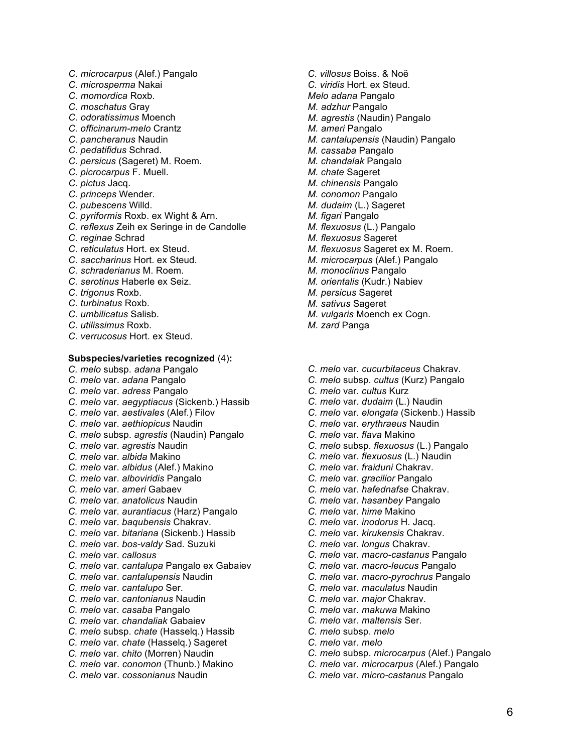*C. microcarpus* (Alef.) Pangalo
*C. microsperma* Nakai
*C. momordica* Roxb.
*C. moschatus* Gray
*C. odoratissimus* Moench
*C. officinarum-melo* Crantz
*C. pancheranus* Naudin
*C. pedatifidus* Schrad.
*C. persicus* (Sageret) M. Roem.
*C. picrocarpus* F. Muell.
*C. pictus* Jacq.
*C. princeps* Wender.
*C. pubescens* Willd.
*C. pyriformis* Roxb. ex Wight & Arn.
*C. reflexus* Zeih ex Seringe in de Candolle
*C. reginae* Schrad
*C. reticulatus* Hort. ex Steud.
*C. saccharinus* Hort. ex Steud.
*C. schraderianus* M. Roem.
*C. serotinus* Haberle ex Seiz.
*C. trigonus* Roxb.
*C. turbinatus* Roxb.
*C. umbilicatus* Salisb.
*C. utilissimus* Roxb.
*C. verrucosus* Hort. ex Steud.
*C. villosus* Boiss. & Noë
*C. viridis* Hort. ex Steud.
*Melo adana* Pangalo
*M. adzhur* Pangalo
*M. agrestis* (Naudin) Pangalo
*M. ameri* Pangalo
*M. cantalupensis* (Naudin) Pangalo
*M. cassaba* Pangalo
*M. chandalak* Pangalo
*M. chate* Sageret
*M. chinensis* Pangalo
*M. conomon* Pangalo
*M. dudaim* (L.) Sageret
*M. figari* Pangalo
*M. flexuosus* (L.) Pangalo
*M. flexuosus* Sageret
*M. flexuosus* Sageret ex M. Roem.
*M. microcarpus* (Alef.) Pangalo
*M. monoclinus* Pangalo
*M. orientalis* (Kudr.) Nabiev
*M. persicus* Sageret
*M. sativus* Sageret
*M. vulgaris* Moench ex Cogn.
*M. zard* Panga

**Subspecies/varieties recognized** (4)**:**

*C. melo* subsp. *adana* Pangalo
*C. melo* var. *adana* Pangalo
*C. melo* var. *adress* Pangalo
*C. melo* var. *aegyptiacus* (Sickenb.) Hassib
*C. melo* var. *aestivales* (Alef.) Filov
*C. melo* var. *aethiopicus* Naudin
*C. melo* subsp. *agrestis* (Naudin) Pangalo
*C. melo* var. *agrestis* Naudin
*C. melo* var. *albida* Makino
*C. melo* var. *albidus* (Alef.) Makino
*C. melo* var. *alboviridis* Pangalo
*C. melo* var. *ameri* Gabaev
*C. melo* var. *anatolicus* Naudin
*C. melo* var. *aurantiacus* (Harz) Pangalo
*C. melo* var. *baqubensis* Chakrav.
*C. melo* var. *bitariana* (Sickenb.) Hassib
*C. melo* var. *bos-valdy* Sad. Suzuki
*C. melo* var. *callosus*
*C. melo* var. *cantalupa* Pangalo ex Gabaiev
*C. melo* var. *cantalupensis* Naudin
*C. melo* var. *cantalupo* Ser.
*C. melo* var. *cantonianus* Naudin
*C. melo* var. *casaba* Pangalo
*C. melo* var. *chandaliak* Gabaiev
*C. melo* subsp. *chate* (Hasselq.) Hassib
*C. melo* var. *chate* (Hasselq.) Sageret
*C. melo* var. *chito* (Morren) Naudin
*C. melo* var. *conomon* (Thunb.) Makino
*C. melo* var. *cossonianus* Naudin
*C. melo* var. *cucurbitaceus* Chakrav.
*C. melo* subsp. *cultus* (Kurz) Pangalo
*C. melo* var. *cultus* Kurz
*C. melo* var. *dudaim* (L.) Naudin
*C. melo* var. *elongata* (Sickenb.) Hassib
*C. melo* var. *erythraeus* Naudin
*C. melo* var. *flava* Makino
*C. melo* subsp. *flexuosus* (L.) Pangalo
*C. melo* var. *flexuosus* (L.) Naudin
*C. melo* var. *fraiduni* Chakrav.
*C. melo* var. *gracilior* Pangalo
*C. melo* var. *hafednafse* Chakrav.
*C. melo* var. *hasanbey* Pangalo
*C. melo* var. *hime* Makino
*C. melo* var. *inodorus* H. Jacq.
*C. melo* var. *kirukensis* Chakrav.
*C. melo* var. *longus* Chakrav.
*C. melo* var. *macro-castanus* Pangalo
*C. melo* var. *macro-leucus* Pangalo
*C. melo* var. *macro-pyrochrus* Pangalo
*C. melo* var. *maculatus* Naudin
*C. melo* var. *major* Chakrav.
*C. melo* var. *makuwa* Makino
*C. melo* var. *maltensis* Ser.
*C. melo* subsp. *melo*
*C. melo* var. *melo*
*C. melo* subsp. *microcarpus* (Alef.) Pangalo
*C. melo* var. *microcarpus* (Alef.) Pangalo
*C. melo* var. *micro-castanus* Pangalo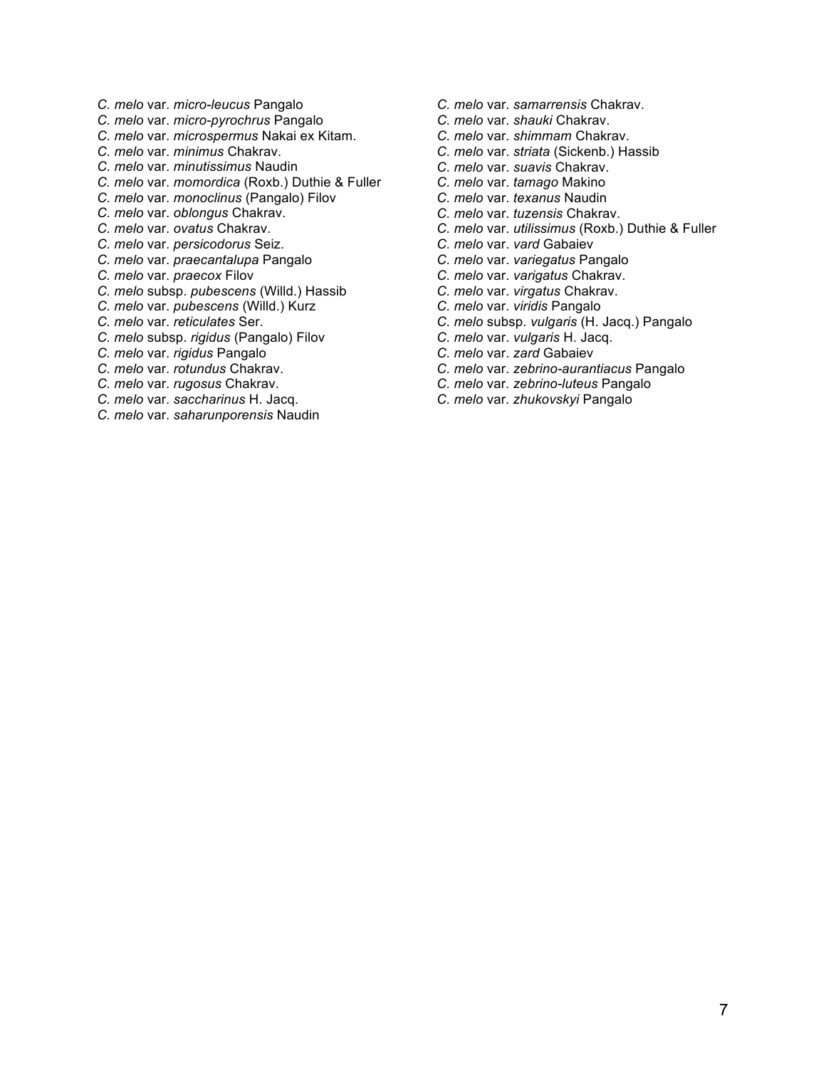*C. melo* var. *micro-leucus* Pangalo
*C. melo* var. *micro-pyrochrus* Pangalo
*C. melo* var. *microspermus* Nakai ex Kitam.
*C. melo* var. *minimus* Chakrav.
*C. melo* var. *minutissimus* Naudin
*C. melo* var. *momordica* (Roxb.) Duthie & Fuller
*C. melo* var. *monoclinus* (Pangalo) Filov
*C. melo* var. *oblongus* Chakrav.
*C. melo* var. *ovatus* Chakrav.
*C. melo* var. *persicodorus* Seiz.
*C. melo* var. *praecantalupa* Pangalo
*C. melo* var. *praecox* Filov
*C. melo* subsp. *pubescens* (Willd.) Hassib
*C. melo* var. *pubescens* (Willd.) Kurz
*C. melo* var. *reticulates* Ser.
*C. melo* subsp. *rigidus* (Pangalo) Filov
*C. melo* var. *rigidus* Pangalo
*C. melo* var. *rotundus* Chakrav.
*C. melo* var. *rugosus* Chakrav.
*C. melo* var. *saccharinus* H. Jacq.
*C. melo* var. *saharunporensis* Naudin
*C. melo* var. *samarrensis* Chakrav.
*C. melo* var. *shauki* Chakrav.
*C. melo* var. *shimmam* Chakrav.
*C. melo* var. *striata* (Sickenb.) Hassib
*C. melo* var. *suavis* Chakrav.
*C. melo* var. *tamago* Makino
*C. melo* var. *texanus* Naudin
*C. melo* var. *tuzensis* Chakrav.
*C. melo* var. *utilissimus* (Roxb.) Duthie & Fuller
*C. melo* var. *vard* Gabaiev
*C. melo* var. *variegatus* Pangalo
*C. melo* var. *varigatus* Chakrav.
*C. melo* var. *virgatus* Chakrav.
*C. melo* var. *viridis* Pangalo
*C. melo* subsp. *vulgaris* (H. Jacq.) Pangalo
*C. melo* var. *vulgaris* H. Jacq.
*C. melo* var. *zard* Gabaiev
*C. melo* var. *zebrino-aurantiacus* Pangalo
*C. melo* var. *zebrino-luteus* Pangalo
*C. melo* var. *zhukovskyi* Pangalo